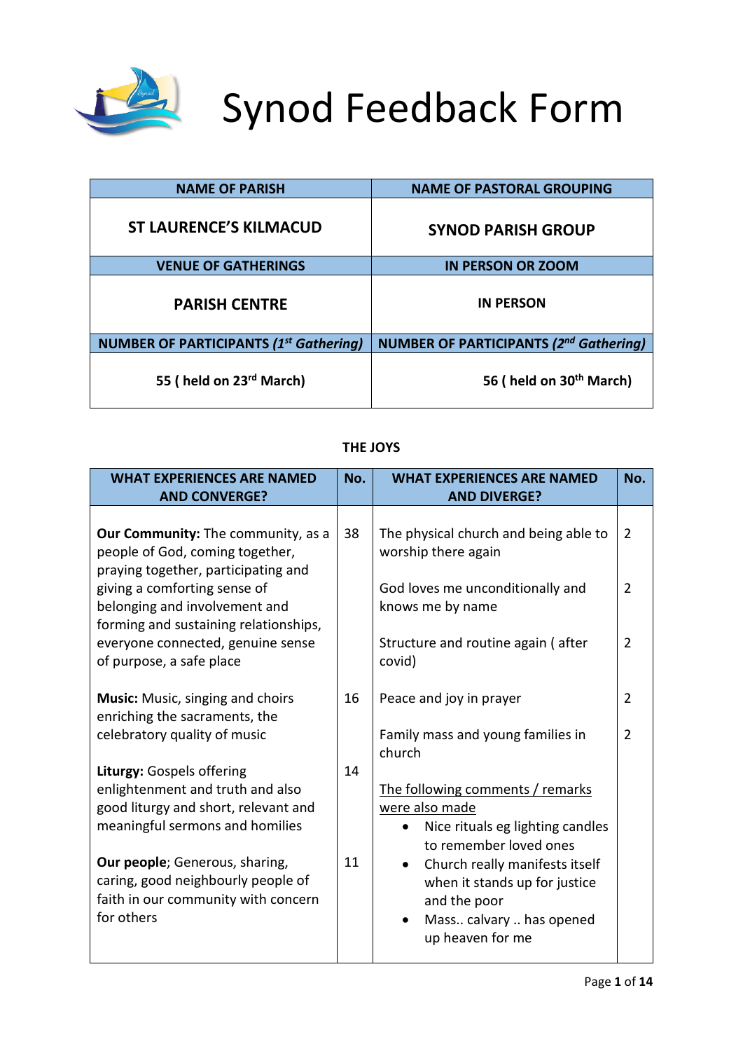# Synod Feedback Form

| NAME OF PARISH | NAME OF PASTORAL GROUPING |
|---|---|
| **ST LAURENCE'S KILMACUD** | **SYNOD PARISH GROUP** |
| **VENUE OF GATHERINGS** | **IN PERSON OR ZOOM** |
| **PARISH CENTRE** | **IN PERSON** |
| **NUMBER OF PARTICIPANTS (*1st Gathering*)** | **NUMBER OF PARTICIPANTS (*2nd Gathering*)** |
| **55 ( held on 23rd March)** | **56 ( held on 30th March)** |

## THE JOYS

| WHAT EXPERIENCES ARE NAMED AND CONVERGE? | No. | WHAT EXPERIENCES ARE NAMED AND DIVERGE? | No. |
|---|---|---|---|
| **Our Community:** The community, as a people of God, coming together, praying together, participating and giving a comforting sense of belonging and involvement and forming and sustaining relationships, everyone connected, genuine sense of purpose, a safe place | 38 | The physical church and being able to worship there again | 2 |
| | | God loves me unconditionally and knows me by name | 2 |
| | | Structure and routine again ( after covid) | 2 |
| **Music:** Music, singing and choirs enriching the sacraments, the celebratory quality of music | 16 | Peace and joy in prayer | 2 |
| | | Family mass and young families in church | 2 |
| **Liturgy:** Gospels offering enlightenment and truth and also good liturgy and short, relevant and meaningful sermons and homilies | 14 | The following comments / remarks were also made: • Nice rituals eg lighting candles to remember loved ones • Church really manifests itself when it stands up for justice and the poor • Mass.. calvary .. has opened up heaven for me | |
| **Our people**; Generous, sharing, caring, good neighbourly people of faith in our community with concern for others | 11 | | |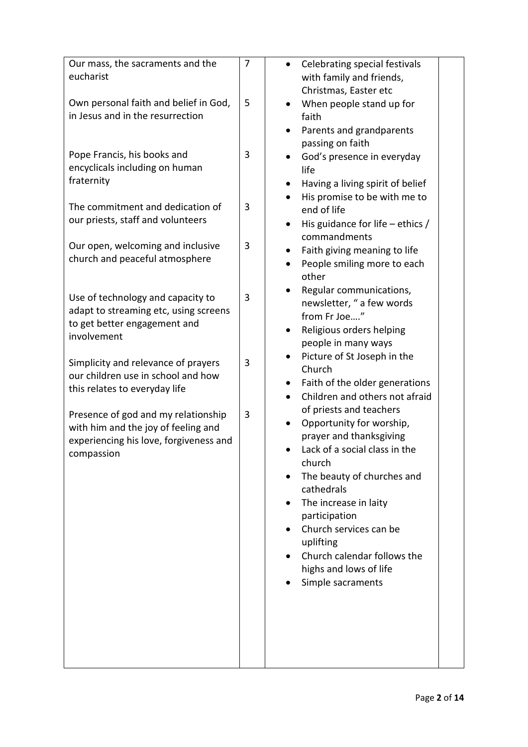| | | | |
|---|---|---|---|
| Our mass, the sacraments and the eucharist<br><br>Own personal faith and belief in God, in Jesus and in the resurrection<br><br>Pope Francis, his books and encyclicals including on human fraternity<br><br>The commitment and dedication of our priests, staff and volunteers<br><br>Our open, welcoming and inclusive church and peaceful atmosphere<br><br>Use of technology and capacity to adapt to streaming etc, using screens to get better engagement and involvement<br><br>Simplicity and relevance of prayers our children use in school and how this relates to everyday life<br><br>Presence of god and my relationship with him and the joy of feeling and experiencing his love, forgiveness and compassion | 7<br><br>5<br><br>3<br><br>3<br><br>3<br><br>3<br><br>3<br><br>3 | • Celebrating special festivals with family and friends, Christmas, Easter etc<br>• When people stand up for faith<br>• Parents and grandparents passing on faith<br>• God's presence in everyday life<br>• Having a living spirit of belief<br>• His promise to be with me to end of life<br>• His guidance for life – ethics / commandments<br>• Faith giving meaning to life<br>• People smiling more to each other<br>• Regular communications, newsletter, " a few words from Fr Joe…."<br>• Religious orders helping people in many ways<br>• Picture of St Joseph in the Church<br>• Faith of the older generations<br>• Children and others not afraid of priests and teachers<br>• Opportunity for worship, prayer and thanksgiving<br>• Lack of a social class in the church<br>• The beauty of churches and cathedrals<br>• The increase in laity participation<br>• Church services can be uplifting<br>• Church calendar follows the highs and lows of life<br>• Simple sacraments | |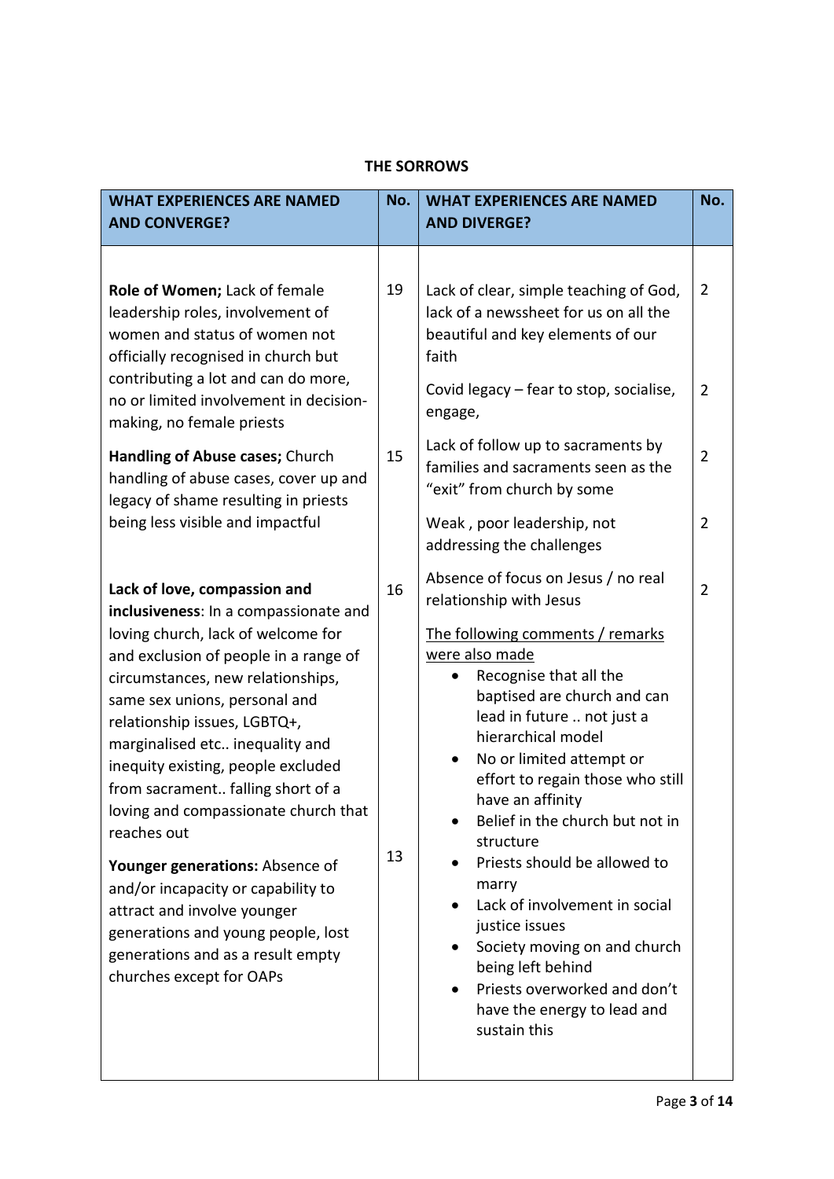## THE SORROWS

| WHAT EXPERIENCES ARE NAMED AND CONVERGE? | No. | WHAT EXPERIENCES ARE NAMED AND DIVERGE? | No. |
|---|---|---|---|
| **Role of Women;** Lack of female leadership roles, involvement of women and status of women not officially recognised in church but contributing a lot and can do more, no or limited involvement in decision-making, no female priests | 19 | Lack of clear, simple teaching of God, lack of a newssheet for us on all the beautiful and key elements of our faith | 2 |
| | | Covid legacy – fear to stop, socialise, engage, | 2 |
| **Handling of Abuse cases;** Church handling of abuse cases, cover up and legacy of shame resulting in priests being less visible and impactful | 15 | Lack of follow up to sacraments by families and sacraments seen as the "exit" from church by some | 2 |
| | | Weak , poor leadership, not addressing the challenges | 2 |
| **Lack of love, compassion and inclusiveness**: In a compassionate and loving church, lack of welcome for and exclusion of people in a range of circumstances, new relationships, same sex unions, personal and relationship issues, LGBTQ+, marginalised etc.. inequality and inequity existing, people excluded from sacrament.. falling short of a loving and compassionate church that reaches out | 16 | Absence of focus on Jesus / no real relationship with Jesus | 2 |
| **Younger generations:** Absence of and/or incapacity or capability to attract and involve younger generations and young people, lost generations and as a result empty churches except for OAPs | 13 | The following comments / remarks were also made<br>• Recognise that all the baptised are church and can lead in future .. not just a hierarchical model<br>• No or limited attempt or effort to regain those who still have an affinity<br>• Belief in the church but not in structure<br>• Priests should be allowed to marry<br>• Lack of involvement in social justice issues<br>• Society moving on and church being left behind<br>• Priests overworked and don't have the energy to lead and sustain this | |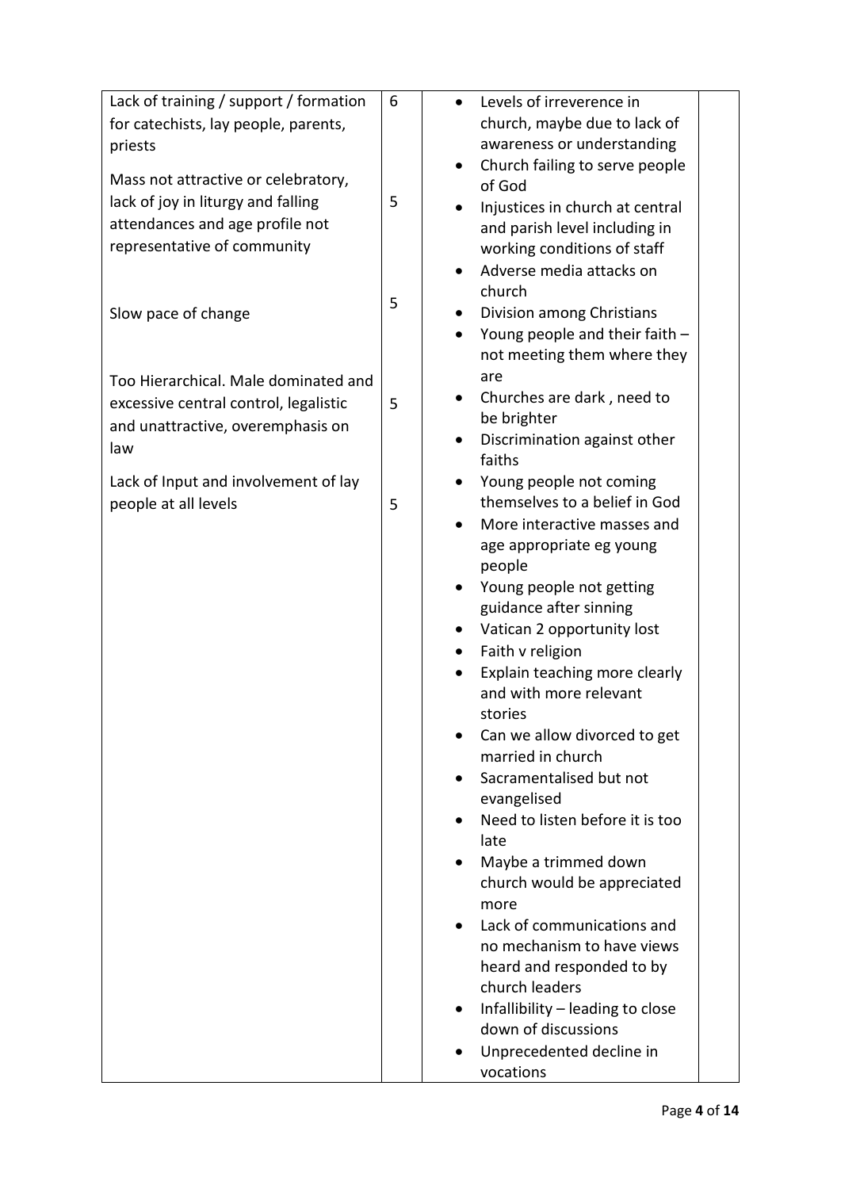| | | | |
|---|---|---|---|
| Lack of training / support / formation for catechists, lay people, parents, priests<br><br>Mass not attractive or celebratory, lack of joy in liturgy and falling attendances and age profile not representative of community<br><br>Slow pace of change<br><br>Too Hierarchical. Male dominated and excessive central control, legalistic and unattractive, overemphasis on law<br><br>Lack of Input and involvement of lay people at all levels | 6<br><br>5<br><br>5<br><br>5<br><br>5 | • Levels of irreverence in church, maybe due to lack of awareness or understanding<br>• Church failing to serve people of God<br>• Injustices in church at central and parish level including in working conditions of staff<br>• Adverse media attacks on church<br>• Division among Christians<br>• Young people and their faith – not meeting them where they are<br>• Churches are dark , need to be brighter<br>• Discrimination against other faiths<br>• Young people not coming themselves to a belief in God<br>• More interactive masses and age appropriate eg young people<br>• Young people not getting guidance after sinning<br>• Vatican 2 opportunity lost<br>• Faith v religion<br>• Explain teaching more clearly and with more relevant stories<br>• Can we allow divorced to get married in church<br>• Sacramentalised but not evangelised<br>• Need to listen before it is too late<br>• Maybe a trimmed down church would be appreciated more<br>• Lack of communications and no mechanism to have views heard and responded to by church leaders<br>• Infallibility – leading to close down of discussions<br>• Unprecedented decline in vocations | |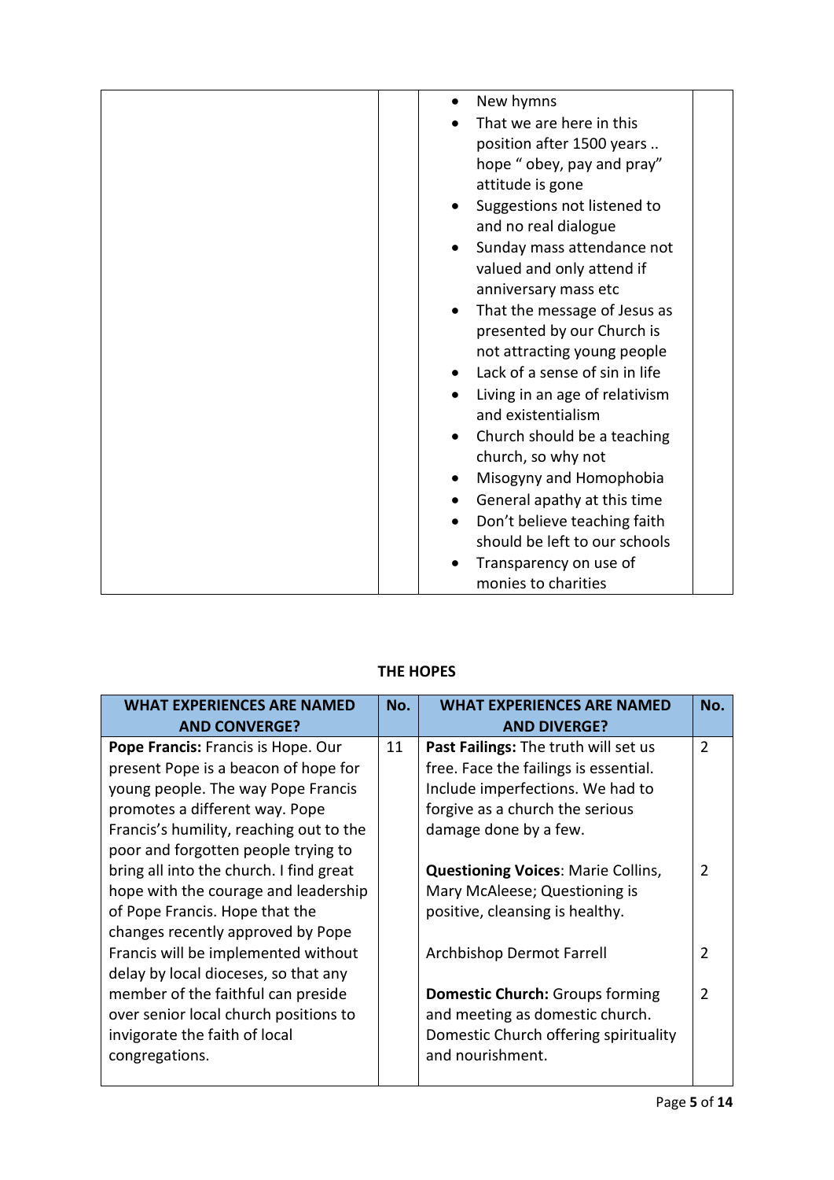| | | | |
|---|---|---|---|
| | | • New hymns<br>• That we are here in this position after 1500 years .. hope " obey, pay and pray" attitude is gone<br>• Suggestions not listened to and no real dialogue<br>• Sunday mass attendance not valued and only attend if anniversary mass etc<br>• That the message of Jesus as presented by our Church is not attracting young people<br>• Lack of a sense of sin in life<br>• Living in an age of relativism and existentialism<br>• Church should be a teaching church, so why not<br>• Misogyny and Homophobia<br>• General apathy at this time<br>• Don't believe teaching faith should be left to our schools<br>• Transparency on use of monies to charities | |

**THE HOPES**

| WHAT EXPERIENCES ARE NAMED AND CONVERGE? | No. | WHAT EXPERIENCES ARE NAMED AND DIVERGE? | No. |
|---|---|---|---|
| **Pope Francis:** Francis is Hope. Our present Pope is a beacon of hope for young people. The way Pope Francis promotes a different way. Pope Francis's humility, reaching out to the poor and forgotten people trying to bring all into the church. I find great hope with the courage and leadership of Pope Francis. Hope that the changes recently approved by Pope Francis will be implemented without delay by local dioceses, so that any member of the faithful can preside over senior local church positions to invigorate the faith of local congregations. | 11 | **Past Failings:** The truth will set us free. Face the failings is essential. Include imperfections. We had to forgive as a church the serious damage done by a few. | 2 |
| | | **Questioning Voices**: Marie Collins, Mary McAleese; Questioning is positive, cleansing is healthy. | 2 |
| | | Archbishop Dermot Farrell | 2 |
| | | **Domestic Church:** Groups forming and meeting as domestic church. Domestic Church offering spirituality and nourishment. | 2 |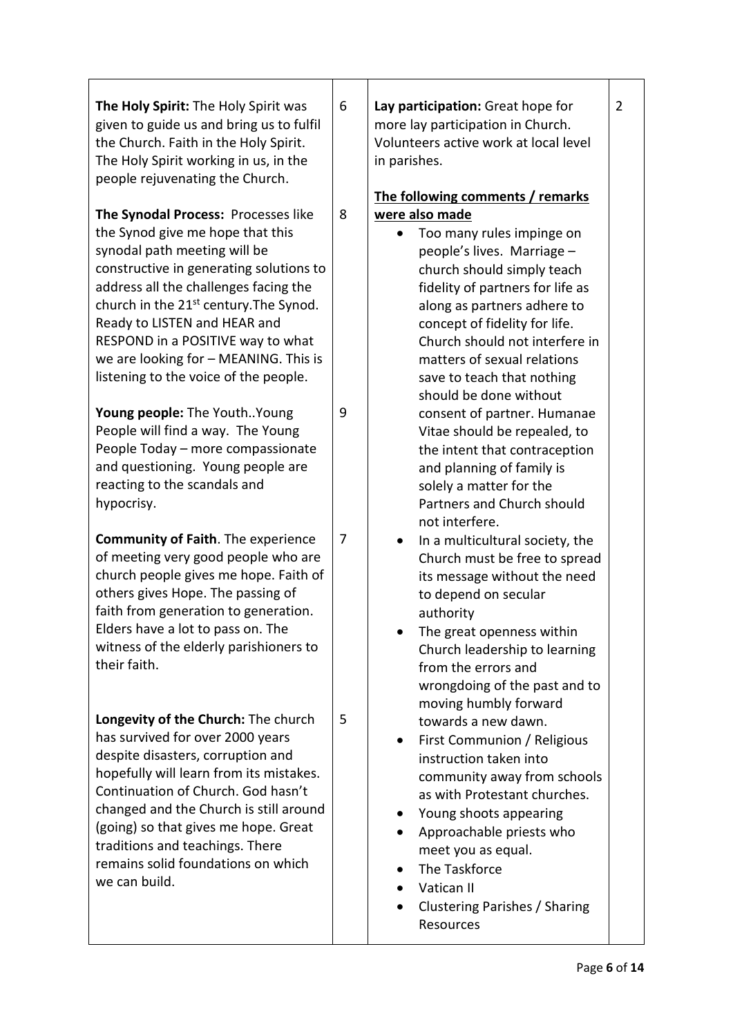| | | | |
|---|---|---|---|
| **The Holy Spirit:** The Holy Spirit was given to guide us and bring us to fulfil the Church. Faith in the Holy Spirit. The Holy Spirit working in us, in the people rejuvenating the Church. | 6 | **Lay participation:** Great hope for more lay participation in Church. Volunteers active work at local level in parishes. | 2 |
| **The Synodal Process:** Processes like the Synod give me hope that this synodal path meeting will be constructive in generating solutions to address all the challenges facing the church in the 21st century.The Synod. Ready to LISTEN and HEAR and RESPOND in a POSITIVE way to what we are looking for – MEANING. This is listening to the voice of the people. | 8 | **<u>The following comments / remarks were also made</u>**<br>• Too many rules impinge on people's lives. Marriage – church should simply teach fidelity of partners for life as along as partners adhere to concept of fidelity for life. Church should not interfere in matters of sexual relations save to teach that nothing should be done without consent of partner. Humanae Vitae should be repealed, to the intent that contraception and planning of family is solely a matter for the Partners and Church should not interfere.<br>• In a multicultural society, the Church must be free to spread its message without the need to depend on secular authority<br>• The great openness within Church leadership to learning from the errors and wrongdoing of the past and to moving humbly forward towards a new dawn.<br>• First Communion / Religious instruction taken into community away from schools as with Protestant churches.<br>• Young shoots appearing<br>• Approachable priests who meet you as equal.<br>• The Taskforce<br>• Vatican II<br>• Clustering Parishes / Sharing Resources | |
| **Young people:** The Youth..Young People will find a way. The Young People Today – more compassionate and questioning. Young people are reacting to the scandals and hypocrisy. | 9 | | |
| **Community of Faith**. The experience of meeting very good people who are church people gives me hope. Faith of others gives Hope. The passing of faith from generation to generation. Elders have a lot to pass on. The witness of the elderly parishioners to their faith. | 7 | | |
| **Longevity of the Church:** The church has survived for over 2000 years despite disasters, corruption and hopefully will learn from its mistakes. Continuation of Church. God hasn't changed and the Church is still around (going) so that gives me hope. Great traditions and teachings. There remains solid foundations on which we can build. | 5 | | |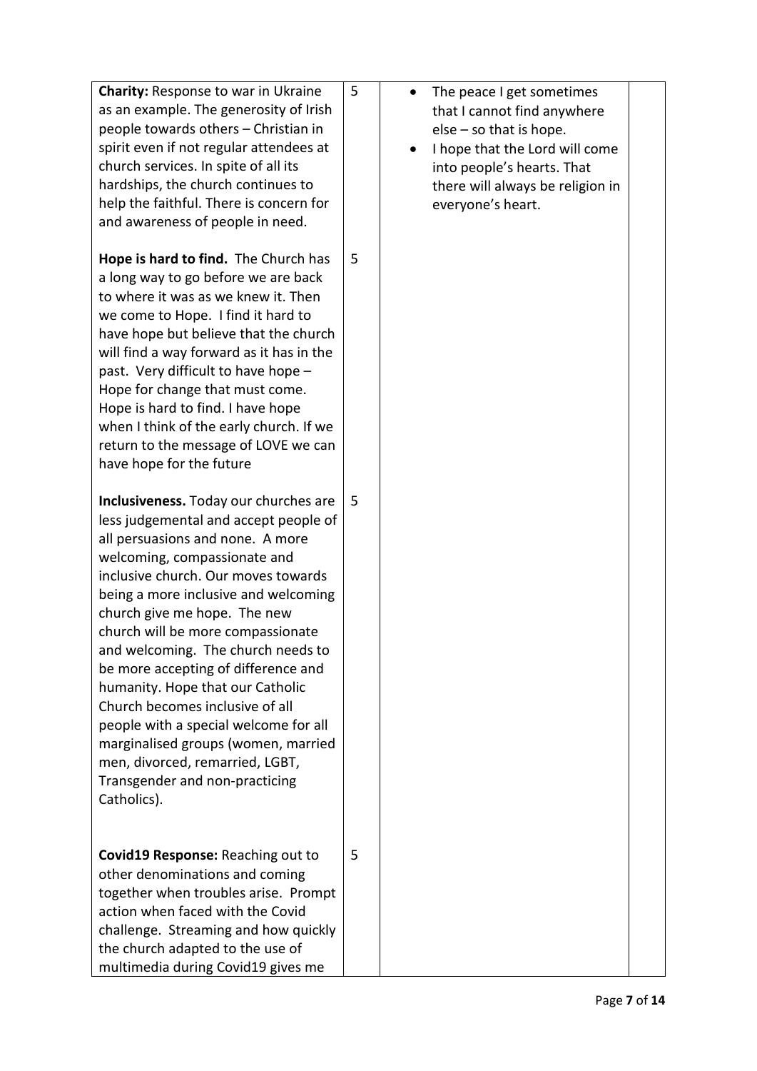| | | | |
|---|---|---|---|
| **Charity:** Response to war in Ukraine as an example. The generosity of Irish people towards others – Christian in spirit even if not regular attendees at church services. In spite of all its hardships, the church continues to help the faithful. There is concern for and awareness of people in need. | 5 | • The peace I get sometimes that I cannot find anywhere else – so that is hope.<br>• I hope that the Lord will come into people's hearts. That there will always be religion in everyone's heart. | |
| **Hope is hard to find.** The Church has a long way to go before we are back to where it was as we knew it. Then we come to Hope. I find it hard to have hope but believe that the church will find a way forward as it has in the past. Very difficult to have hope – Hope for change that must come. Hope is hard to find. I have hope when I think of the early church. If we return to the message of LOVE we can have hope for the future | 5 | | |
| **Inclusiveness.** Today our churches are less judgemental and accept people of all persuasions and none. A more welcoming, compassionate and inclusive church. Our moves towards being a more inclusive and welcoming church give me hope. The new church will be more compassionate and welcoming. The church needs to be more accepting of difference and humanity. Hope that our Catholic Church becomes inclusive of all people with a special welcome for all marginalised groups (women, married men, divorced, remarried, LGBT, Transgender and non-practicing Catholics). | 5 | | |
| **Covid19 Response:** Reaching out to other denominations and coming together when troubles arise. Prompt action when faced with the Covid challenge. Streaming and how quickly the church adapted to the use of multimedia during Covid19 gives me | 5 | | |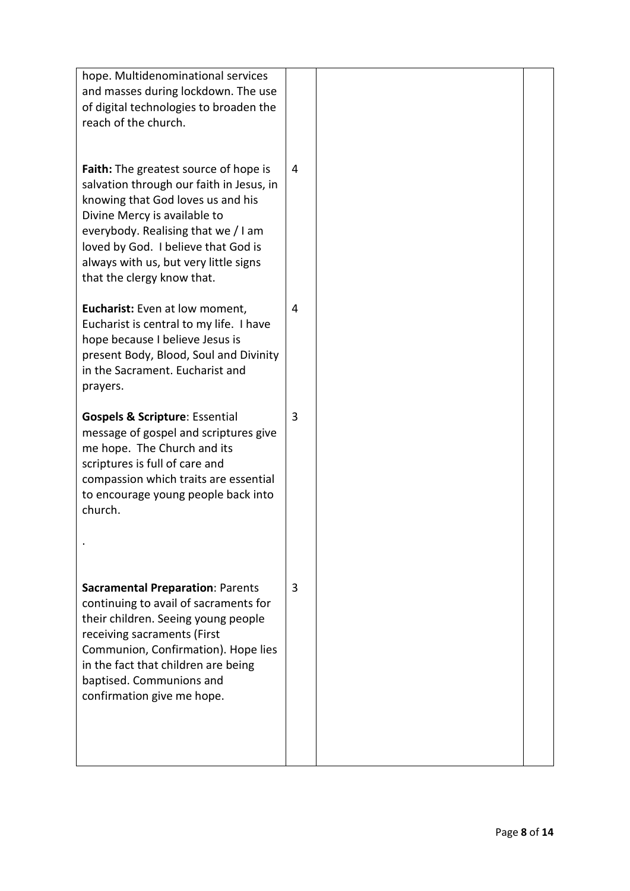| | | | |
|---|---|---|---|
| hope. Multidenominational services and masses during lockdown. The use of digital technologies to broaden the reach of the church. | | | |
| **Faith:** The greatest source of hope is salvation through our faith in Jesus, in knowing that God loves us and his Divine Mercy is available to everybody. Realising that we / I am loved by God. I believe that God is always with us, but very little signs that the clergy know that. | 4 | | |
| **Eucharist:** Even at low moment, Eucharist is central to my life. I have hope because I believe Jesus is present Body, Blood, Soul and Divinity in the Sacrament. Eucharist and prayers. | 4 | | |
| **Gospels & Scripture**: Essential message of gospel and scriptures give me hope. The Church and its scriptures is full of care and compassion which traits are essential to encourage young people back into church. . | 3 | | |
| **Sacramental Preparation**: Parents continuing to avail of sacraments for their children. Seeing young people receiving sacraments (First Communion, Confirmation). Hope lies in the fact that children are being baptised. Communions and confirmation give me hope. | 3 | | |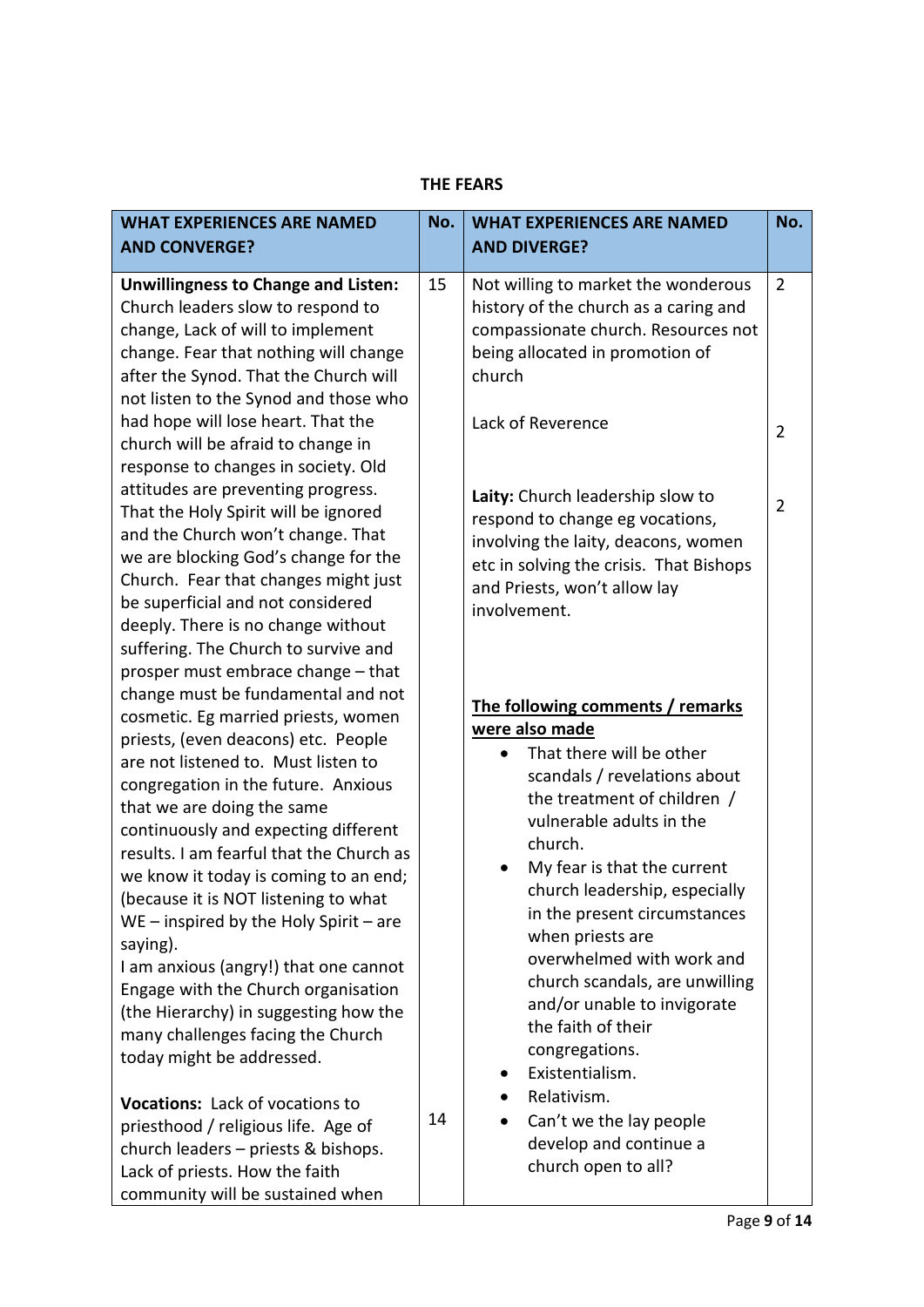**THE FEARS**

| WHAT EXPERIENCES ARE NAMED AND CONVERGE? | No. | WHAT EXPERIENCES ARE NAMED AND DIVERGE? | No. |
|---|---|---|---|
| **Unwillingness to Change and Listen:** Church leaders slow to respond to change, Lack of will to implement change. Fear that nothing will change after the Synod. That the Church will not listen to the Synod and those who had hope will lose heart. That the church will be afraid to change in response to changes in society. Old attitudes are preventing progress. That the Holy Spirit will be ignored and the Church won't change. That we are blocking God's change for the Church. Fear that changes might just be superficial and not considered deeply. There is no change without suffering. The Church to survive and prosper must embrace change – that change must be fundamental and not cosmetic. Eg married priests, women priests, (even deacons) etc. People are not listened to. Must listen to congregation in the future. Anxious that we are doing the same continuously and expecting different results. I am fearful that the Church as we know it today is coming to an end; (because it is NOT listening to what WE – inspired by the Holy Spirit – are saying).<br>I am anxious (angry!) that one cannot Engage with the Church organisation (the Hierarchy) in suggesting how the many challenges facing the Church today might be addressed. | 15 | Not willing to market the wonderous history of the church as a caring and compassionate church. Resources not being allocated in promotion of church | 2 |
| | | Lack of Reverence | 2 |
| | | **Laity:** Church leadership slow to respond to change eg vocations, involving the laity, deacons, women etc in solving the crisis. That Bishops and Priests, won't allow lay involvement. | 2 |
| **Vocations:** Lack of vocations to priesthood / religious life. Age of church leaders – priests & bishops. Lack of priests. How the faith community will be sustained when | 14 | <u>**The following comments / remarks were also made**</u><br>• That there will be other scandals / revelations about the treatment of children / vulnerable adults in the church.<br>• My fear is that the current church leadership, especially in the present circumstances when priests are overwhelmed with work and church scandals, are unwilling and/or unable to invigorate the faith of their congregations.<br>• Existentialism.<br>• Relativism.<br>• Can't we the lay people develop and continue a church open to all? | |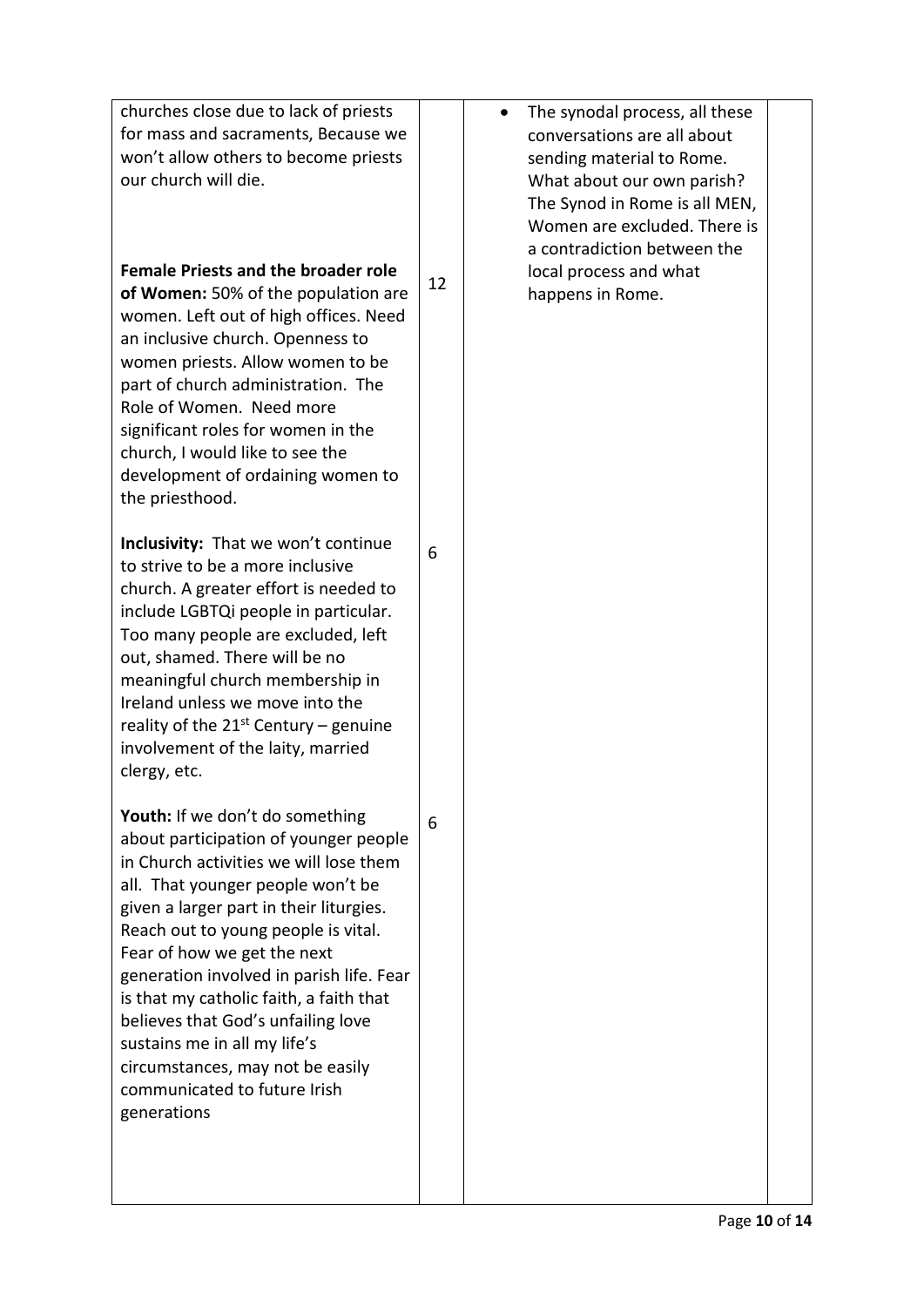| | | | |
|---|---|---|---|
| churches close due to lack of priests for mass and sacraments, Because we won't allow others to become priests our church will die.<br><br>**Female Priests and the broader role of Women:** 50% of the population are women. Left out of high offices. Need an inclusive church. Openness to women priests. Allow women to be part of church administration. The Role of Women. Need more significant roles for women in the church, I would like to see the development of ordaining women to the priesthood. | 12 | • The synodal process, all these conversations are all about sending material to Rome. What about our own parish? The Synod in Rome is all MEN, Women are excluded. There is a contradiction between the local process and what happens in Rome. | |
| **Inclusivity:** That we won't continue to strive to be a more inclusive church. A greater effort is needed to include LGBTQi people in particular. Too many people are excluded, left out, shamed. There will be no meaningful church membership in Ireland unless we move into the reality of the 21st Century – genuine involvement of the laity, married clergy, etc. | 6 | | |
| **Youth:** If we don't do something about participation of younger people in Church activities we will lose them all. That younger people won't be given a larger part in their liturgies. Reach out to young people is vital. Fear of how we get the next generation involved in parish life. Fear is that my catholic faith, a faith that believes that God's unfailing love sustains me in all my life's circumstances, may not be easily communicated to future Irish generations | 6 | | |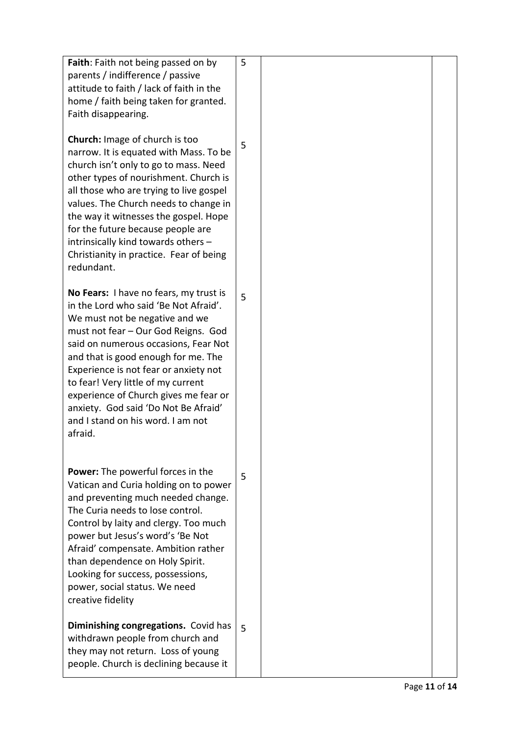| | | | |
|---|---|---|---|
| **Faith**: Faith not being passed on by parents / indifference / passive attitude to faith / lack of faith in the home / faith being taken for granted. Faith disappearing. | 5 | | |
| **Church:** Image of church is too narrow. It is equated with Mass. To be church isn't only to go to mass. Need other types of nourishment. Church is all those who are trying to live gospel values. The Church needs to change in the way it witnesses the gospel. Hope for the future because people are intrinsically kind towards others – Christianity in practice. Fear of being redundant. | 5 | | |
| **No Fears:** I have no fears, my trust is in the Lord who said 'Be Not Afraid'. We must not be negative and we must not fear – Our God Reigns. God said on numerous occasions, Fear Not and that is good enough for me. The Experience is not fear or anxiety not to fear! Very little of my current experience of Church gives me fear or anxiety. God said 'Do Not Be Afraid' and I stand on his word. I am not afraid. | 5 | | |
| **Power:** The powerful forces in the Vatican and Curia holding on to power and preventing much needed change. The Curia needs to lose control. Control by laity and clergy. Too much power but Jesus's word's 'Be Not Afraid' compensate. Ambition rather than dependence on Holy Spirit. Looking for success, possessions, power, social status. We need creative fidelity | 5 | | |
| **Diminishing congregations.** Covid has withdrawn people from church and they may not return. Loss of young people. Church is declining because it | 5 | | |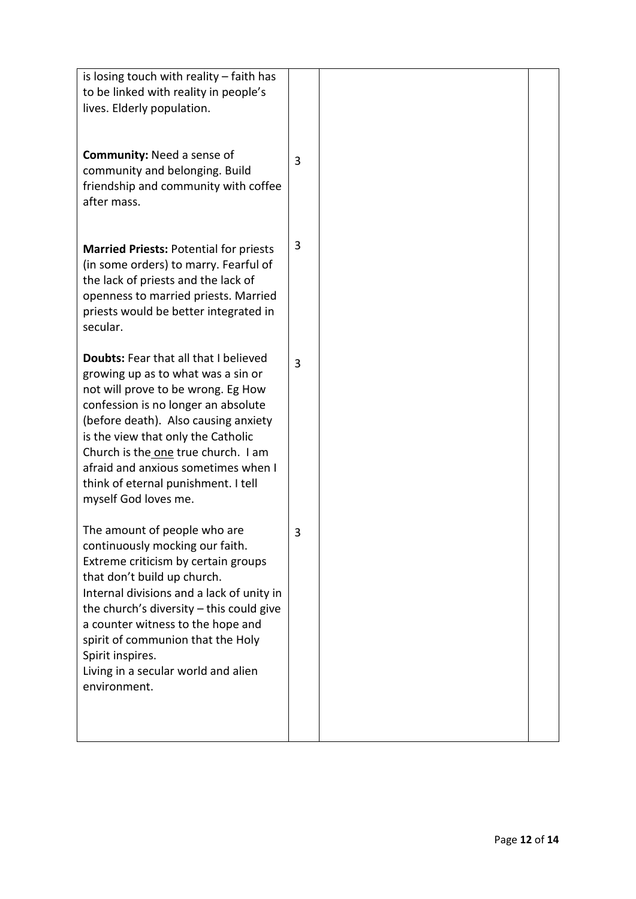| | | | |
|---|---|---|---|
| is losing touch with reality – faith has to be linked with reality in people's lives. Elderly population. | | | |
| **Community:** Need a sense of community and belonging. Build friendship and community with coffee after mass. | 3 | | |
| **Married Priests:** Potential for priests (in some orders) to marry. Fearful of the lack of priests and the lack of openness to married priests. Married priests would be better integrated in secular. | 3 | | |
| **Doubts:** Fear that all that I believed growing up as to what was a sin or not will prove to be wrong. Eg How confession is no longer an absolute (before death). Also causing anxiety is the view that only the Catholic Church is the one true church. I am afraid and anxious sometimes when I think of eternal punishment. I tell myself God loves me. | 3 | | |
| The amount of people who are continuously mocking our faith. Extreme criticism by certain groups that don't build up church. Internal divisions and a lack of unity in the church's diversity – this could give a counter witness to the hope and spirit of communion that the Holy Spirit inspires. Living in a secular world and alien environment. | 3 | | |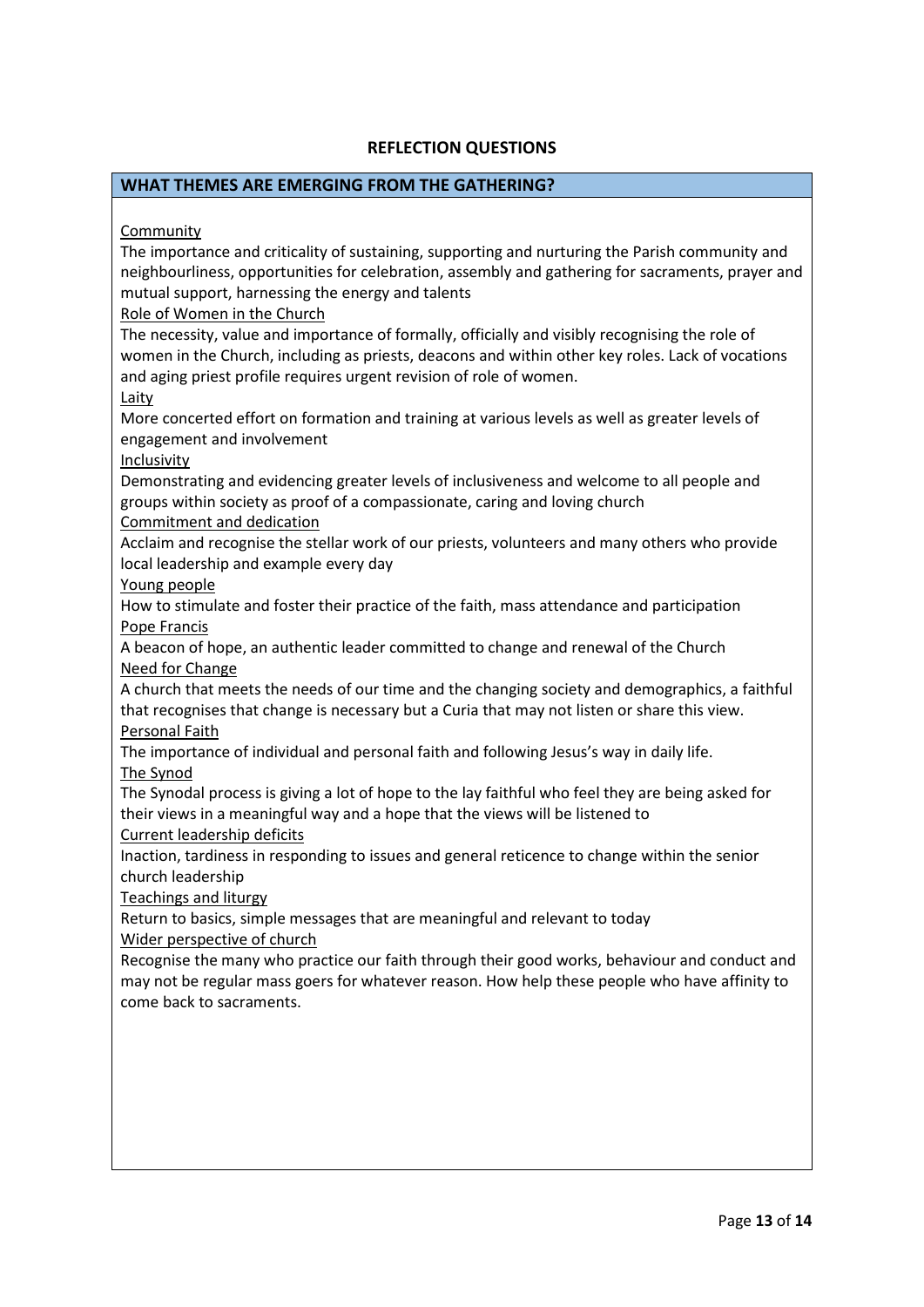## REFLECTION QUESTIONS

### WHAT THEMES ARE EMERGING FROM THE GATHERING?

Community

The importance and criticality of sustaining, supporting and nurturing the Parish community and neighbourliness, opportunities for celebration, assembly and gathering for sacraments, prayer and mutual support, harnessing the energy and talents

Role of Women in the Church

The necessity, value and importance of formally, officially and visibly recognising the role of women in the Church, including as priests, deacons and within other key roles. Lack of vocations and aging priest profile requires urgent revision of role of women.

Laity

More concerted effort on formation and training at various levels as well as greater levels of engagement and involvement

Inclusivity

Demonstrating and evidencing greater levels of inclusiveness and welcome to all people and groups within society as proof of a compassionate, caring and loving church

Commitment and dedication

Acclaim and recognise the stellar work of our priests, volunteers and many others who provide local leadership and example every day

Young people

How to stimulate and foster their practice of the faith, mass attendance and participation

Pope Francis

A beacon of hope, an authentic leader committed to change and renewal of the Church

Need for Change

A church that meets the needs of our time and the changing society and demographics, a faithful that recognises that change is necessary but a Curia that may not listen or share this view.

Personal Faith

The importance of individual and personal faith and following Jesus's way in daily life.

The Synod

The Synodal process is giving a lot of hope to the lay faithful who feel they are being asked for their views in a meaningful way and a hope that the views will be listened to

Current leadership deficits

Inaction, tardiness in responding to issues and general reticence to change within the senior church leadership

Teachings and liturgy

Return to basics, simple messages that are meaningful and relevant to today

Wider perspective of church

Recognise the many who practice our faith through their good works, behaviour and conduct and may not be regular mass goers for whatever reason. How help these people who have affinity to come back to sacraments.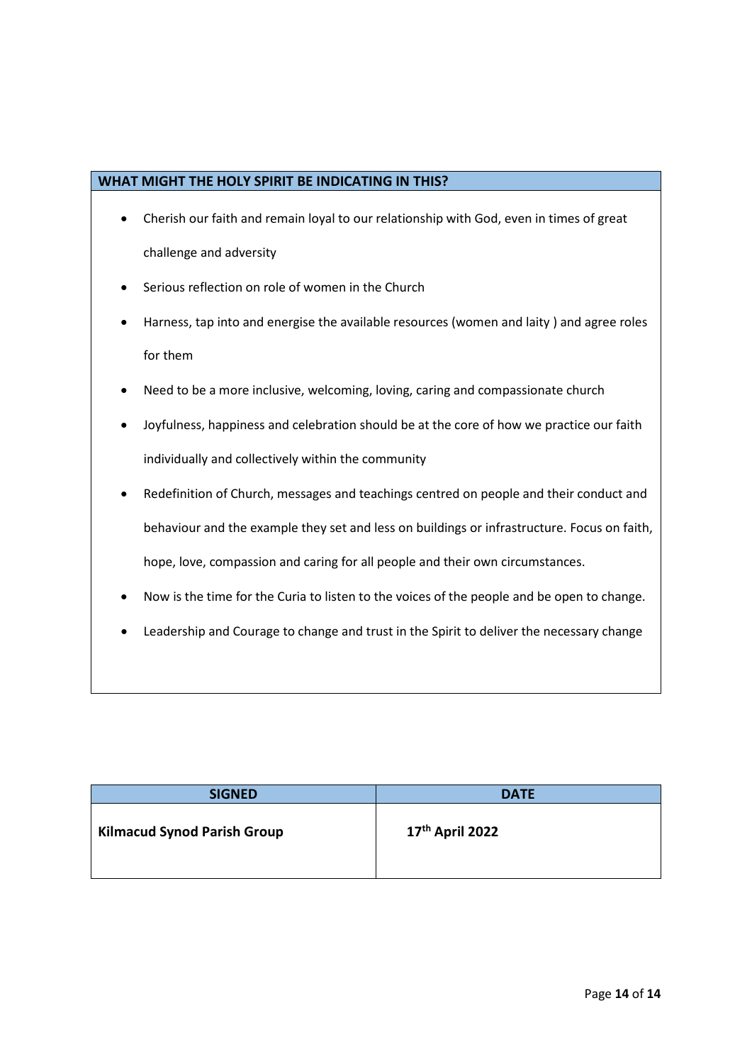## WHAT MIGHT THE HOLY SPIRIT BE INDICATING IN THIS?

- Cherish our faith and remain loyal to our relationship with God, even in times of great challenge and adversity
- Serious reflection on role of women in the Church
- Harness, tap into and energise the available resources (women and laity ) and agree roles for them
- Need to be a more inclusive, welcoming, loving, caring and compassionate church
- Joyfulness, happiness and celebration should be at the core of how we practice our faith individually and collectively within the community
- Redefinition of Church, messages and teachings centred on people and their conduct and behaviour and the example they set and less on buildings or infrastructure. Focus on faith, hope, love, compassion and caring for all people and their own circumstances.
- Now is the time for the Curia to listen to the voices of the people and be open to change.
- Leadership and Courage to change and trust in the Spirit to deliver the necessary change

| SIGNED | DATE |
|---|---|
| **Kilmacud Synod Parish Group** | **17th April 2022** |